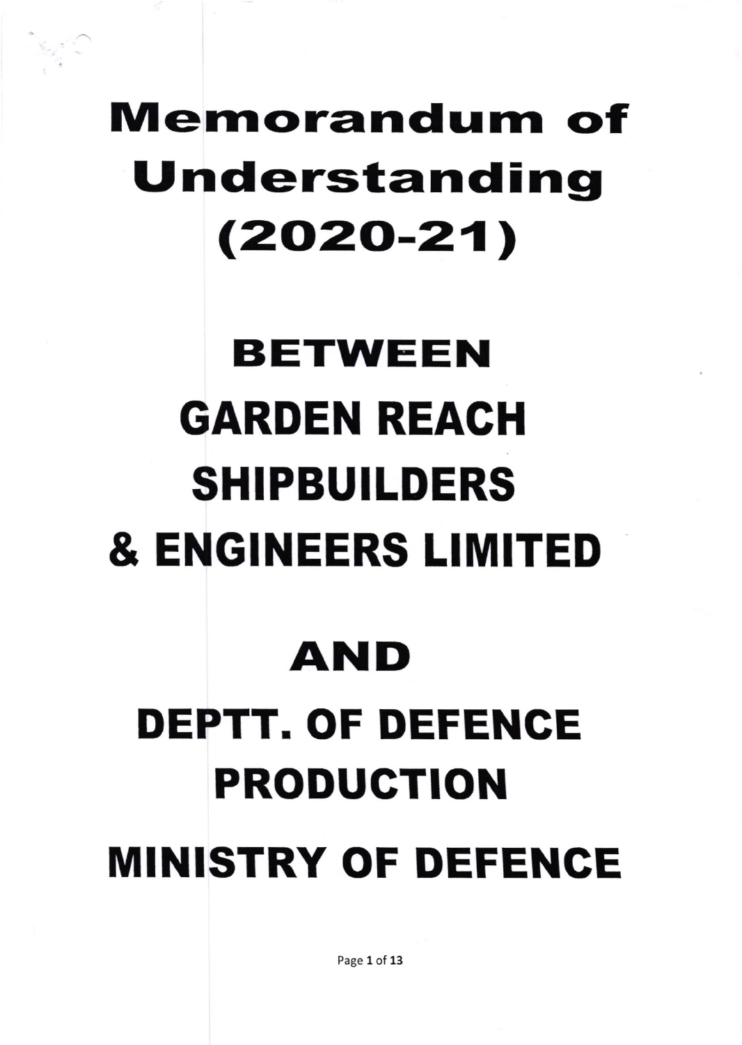# Memorandum of Understanding (2020-21)

# BETWEEN

# GARDEN REACH SHIPBUILDERS & ENGINEERS LIMITED

# AND

# DEPTT. OF DEFENCE PRODUCTION

# MINISTRY OF DEFENCE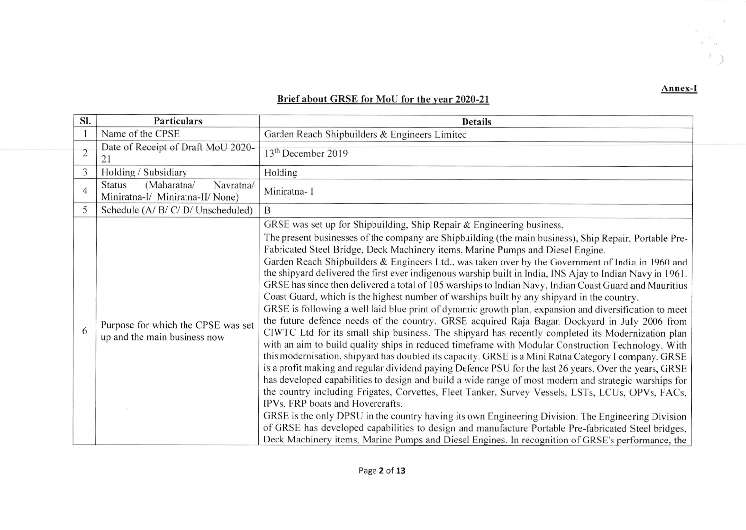**Annex-I**

## Brief about GRSE for MoU for the year 2020-21

| Sl. | Particulars | Details |
|---|---|---|
| 1 | Name of the CPSE | Garden Reach Shipbuilders & Engineers Limited |
| 2 | Date of Receipt of Draft MoU 2020-21 | 13th December 2019 |
| 3 | Holding / Subsidiary | Holding |
| 4 | Status (Maharatna/ Navratna/ Miniratna-I/ Miniratna-II/ None) | Miniratna- I |
| 5 | Schedule (A/ B/ C/ D/ Unscheduled) | B |
| 6 | Purpose for which the CPSE was set up and the main business now | GRSE was set up for Shipbuilding, Ship Repair & Engineering business.<br>The present businesses of the company are Shipbuilding (the main business), Ship Repair, Portable Pre-Fabricated Steel Bridge, Deck Machinery items, Marine Pumps and Diesel Engine.<br>Garden Reach Shipbuilders & Engineers Ltd., was taken over by the Government of India in 1960 and the shipyard delivered the first ever indigenous warship built in India, INS Ajay to Indian Navy in 1961. GRSE has since then delivered a total of 105 warships to Indian Navy, Indian Coast Guard and Mauritius Coast Guard, which is the highest number of warships built by any shipyard in the country.<br>GRSE is following a well laid blue print of dynamic growth plan, expansion and diversification to meet the future defence needs of the country. GRSE acquired Raja Bagan Dockyard in July 2006 from CIWTC Ltd for its small ship business. The shipyard has recently completed its Modernization plan with an aim to build quality ships in reduced timeframe with Modular Construction Technology. With this modernisation, shipyard has doubled its capacity. GRSE is a Mini Ratna Category I company. GRSE is a profit making and regular dividend paying Defence PSU for the last 26 years. Over the years, GRSE has developed capabilities to design and build a wide range of most modern and strategic warships for the country including Frigates, Corvettes, Fleet Tanker, Survey Vessels, LSTs, LCUs, OPVs, FACs, IPVs, FRP boats and Hovercrafts.<br>GRSE is the only DPSU in the country having its own Engineering Division. The Engineering Division of GRSE has developed capabilities to design and manufacture Portable Pre-fabricated Steel bridges, Deck Machinery items, Marine Pumps and Diesel Engines. In recognition of GRSE's performance, the |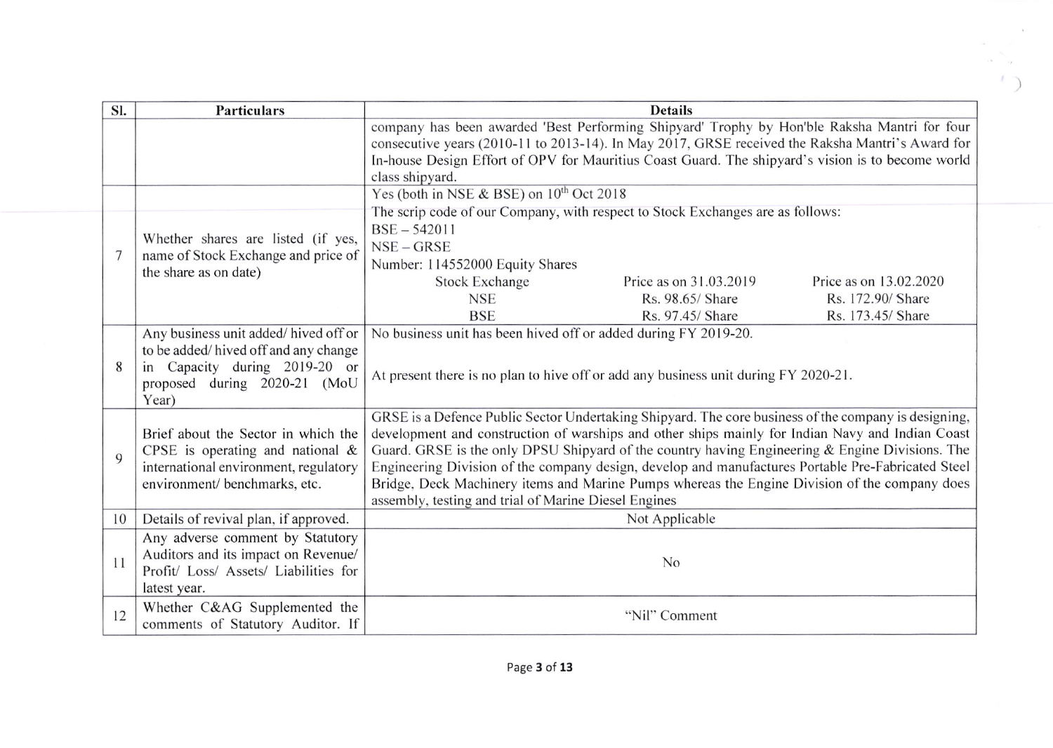| Sl. | Particulars | Details |
|---|---|---|
| | | company has been awarded 'Best Performing Shipyard' Trophy by Hon'ble Raksha Mantri for four consecutive years (2010-11 to 2013-14). In May 2017, GRSE received the Raksha Mantri's Award for In-house Design Effort of OPV for Mauritius Coast Guard. The shipyard's vision is to become world class shipyard. |
| 7 | Whether shares are listed (if yes, name of Stock Exchange and price of the share as on date) | Yes (both in NSE & BSE) on 10th Oct 2018<br>The scrip code of our Company, with respect to Stock Exchanges are as follows:<br>BSE – 542011<br>NSE – GRSE<br>Number: 114552000 Equity Shares<br>Stock Exchange — Price as on 31.03.2019 — Price as on 13.02.2020<br>NSE — Rs. 98.65/ Share — Rs. 172.90/ Share<br>BSE — Rs. 97.45/ Share — Rs. 173.45/ Share |
| 8 | Any business unit added/ hived off or to be added/ hived off and any change in Capacity during 2019-20 or proposed during 2020-21 (MoU Year) | No business unit has been hived off or added during FY 2019-20.<br><br>At present there is no plan to hive off or add any business unit during FY 2020-21. |
| 9 | Brief about the Sector in which the CPSE is operating and national & international environment, regulatory environment/ benchmarks, etc. | GRSE is a Defence Public Sector Undertaking Shipyard. The core business of the company is designing, development and construction of warships and other ships mainly for Indian Navy and Indian Coast Guard. GRSE is the only DPSU Shipyard of the country having Engineering & Engine Divisions. The Engineering Division of the company design, develop and manufactures Portable Pre-Fabricated Steel Bridge, Deck Machinery items and Marine Pumps whereas the Engine Division of the company does assembly, testing and trial of Marine Diesel Engines |
| 10 | Details of revival plan, if approved. | Not Applicable |
| 11 | Any adverse comment by Statutory Auditors and its impact on Revenue/ Profit/ Loss/ Assets/ Liabilities for latest year. | No |
| 12 | Whether C&AG Supplemented the comments of Statutory Auditor. If | "Nil" Comment |